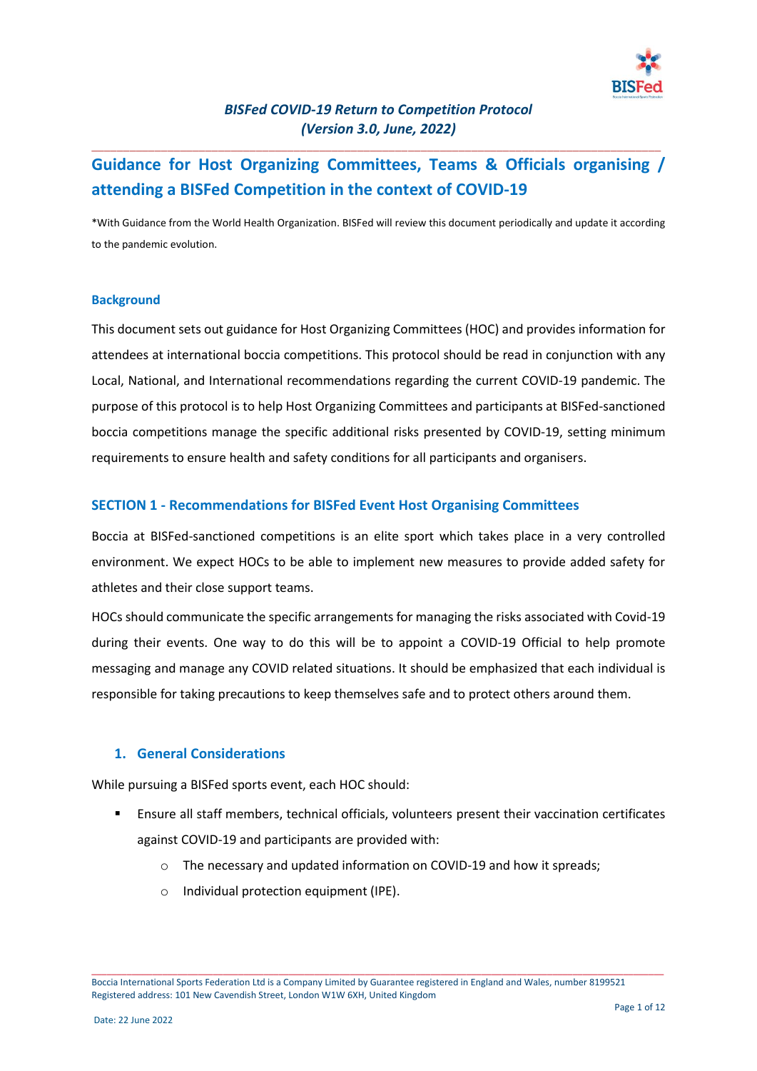***BISFed COVID-19 Return to Competition Protocol (Version 3.0, June, 2022)***

# Guidance for Host Organizing Committees, Teams & Officials organising / attending a BISFed Competition in the context of COVID-19

*With Guidance from the World Health Organization. BISFed will review this document periodically and update it according to the pandemic evolution.

## Background

This document sets out guidance for Host Organizing Committees (HOC) and provides information for attendees at international boccia competitions. This protocol should be read in conjunction with any Local, National, and International recommendations regarding the current COVID-19 pandemic. The purpose of this protocol is to help Host Organizing Committees and participants at BISFed-sanctioned boccia competitions manage the specific additional risks presented by COVID-19, setting minimum requirements to ensure health and safety conditions for all participants and organisers.

## SECTION 1 - Recommendations for BISFed Event Host Organising Committees

Boccia at BISFed-sanctioned competitions is an elite sport which takes place in a very controlled environment. We expect HOCs to be able to implement new measures to provide added safety for athletes and their close support teams.

HOCs should communicate the specific arrangements for managing the risks associated with Covid-19 during their events. One way to do this will be to appoint a COVID-19 Official to help promote messaging and manage any COVID related situations. It should be emphasized that each individual is responsible for taking precautions to keep themselves safe and to protect others around them.

### 1. General Considerations

While pursuing a BISFed sports event, each HOC should:

- Ensure all staff members, technical officials, volunteers present their vaccination certificates against COVID-19 and participants are provided with:
  - The necessary and updated information on COVID-19 and how it spreads;
  - Individual protection equipment (IPE).

Boccia International Sports Federation Ltd is a Company Limited by Guarantee registered in England and Wales, number 8199521
Registered address: 101 New Cavendish Street, London W1W 6XH, United Kingdom

Date: 22 June 2022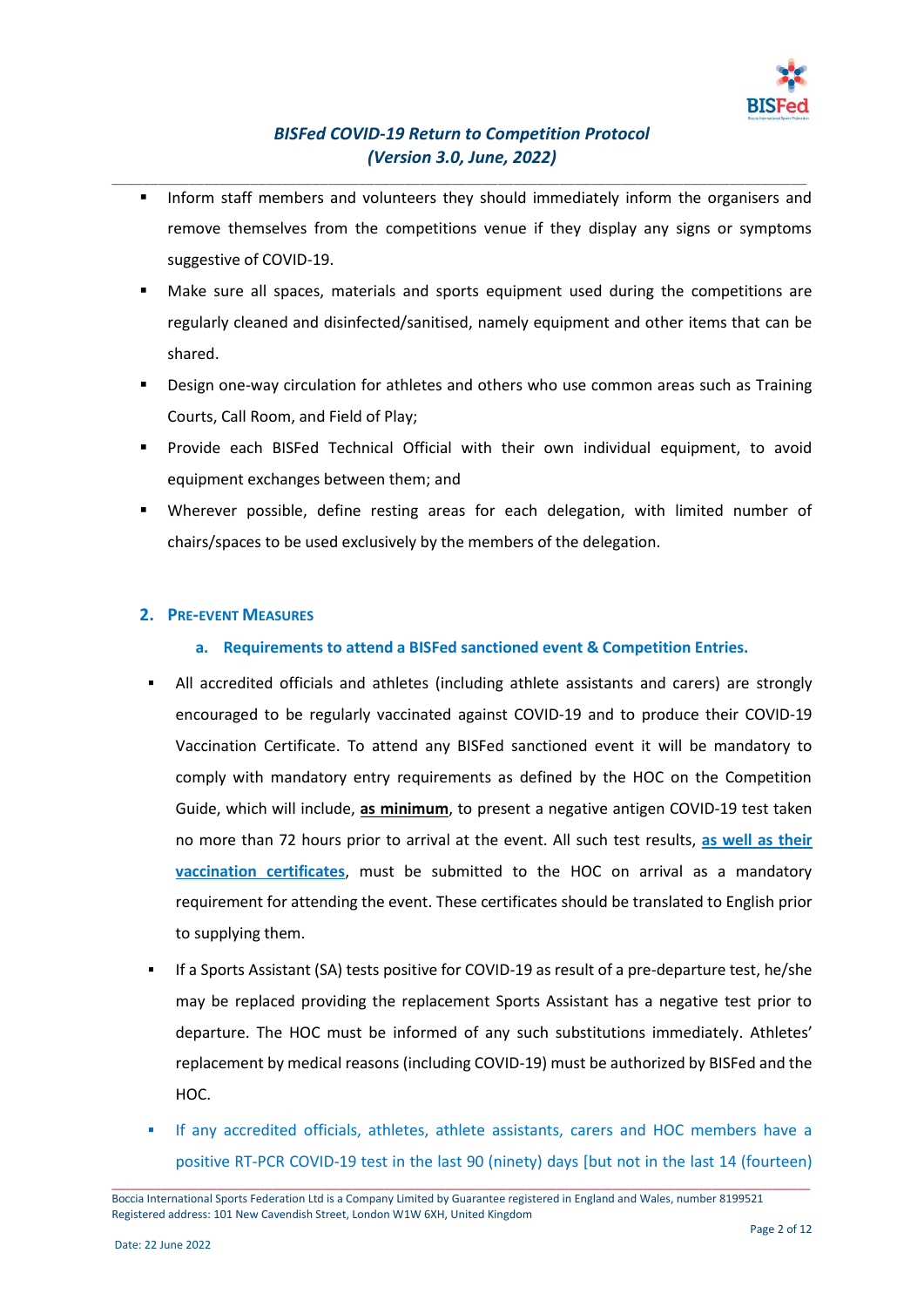- Inform staff members and volunteers they should immediately inform the organisers and remove themselves from the competitions venue if they display any signs or symptoms suggestive of COVID-19.
- Make sure all spaces, materials and sports equipment used during the competitions are regularly cleaned and disinfected/sanitised, namely equipment and other items that can be shared.
- Design one-way circulation for athletes and others who use common areas such as Training Courts, Call Room, and Field of Play;
- Provide each BISFed Technical Official with their own individual equipment, to avoid equipment exchanges between them; and
- Wherever possible, define resting areas for each delegation, with limited number of chairs/spaces to be used exclusively by the members of the delegation.

## 2. Pre-event Measures

### a. Requirements to attend a BISFed sanctioned event & Competition Entries.

- All accredited officials and athletes (including athlete assistants and carers) are strongly encouraged to be regularly vaccinated against COVID-19 and to produce their COVID-19 Vaccination Certificate. To attend any BISFed sanctioned event it will be mandatory to comply with mandatory entry requirements as defined by the HOC on the Competition Guide, which will include, **as minimum**, to present a negative antigen COVID-19 test taken no more than 72 hours prior to arrival at the event. All such test results, **as well as their vaccination certificates**, must be submitted to the HOC on arrival as a mandatory requirement for attending the event. These certificates should be translated to English prior to supplying them.
- If a Sports Assistant (SA) tests positive for COVID-19 as result of a pre-departure test, he/she may be replaced providing the replacement Sports Assistant has a negative test prior to departure. The HOC must be informed of any such substitutions immediately. Athletes' replacement by medical reasons (including COVID-19) must be authorized by BISFed and the HOC.
- If any accredited officials, athletes, athlete assistants, carers and HOC members have a positive RT-PCR COVID-19 test in the last 90 (ninety) days [but not in the last 14 (fourteen)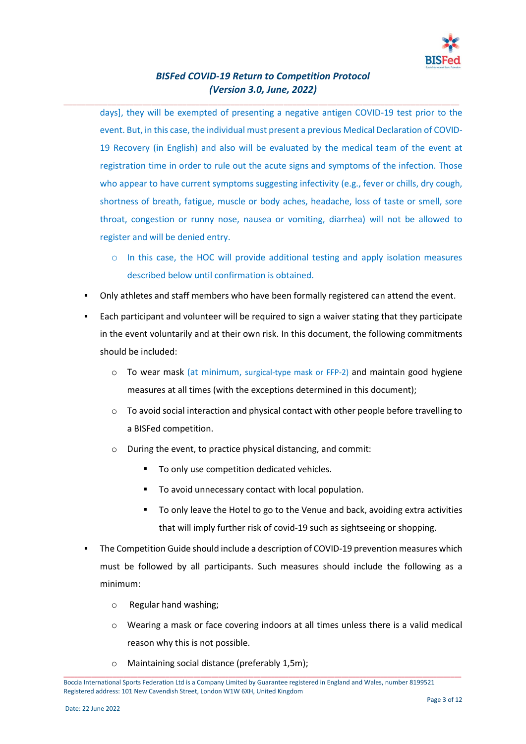days], they will be exempted of presenting a negative antigen COVID-19 test prior to the event. But, in this case, the individual must present a previous Medical Declaration of COVID-19 Recovery (in English) and also will be evaluated by the medical team of the event at registration time in order to rule out the acute signs and symptoms of the infection. Those who appear to have current symptoms suggesting infectivity (e.g., fever or chills, dry cough, shortness of breath, fatigue, muscle or body aches, headache, loss of taste or smell, sore throat, congestion or runny nose, nausea or vomiting, diarrhea) will not be allowed to register and will be denied entry.

  - In this case, the HOC will provide additional testing and apply isolation measures described below until confirmation is obtained.

- Only athletes and staff members who have been formally registered can attend the event.
- Each participant and volunteer will be required to sign a waiver stating that they participate in the event voluntarily and at their own risk. In this document, the following commitments should be included:
  - To wear mask (at minimum, surgical-type mask or FFP-2) and maintain good hygiene measures at all times (with the exceptions determined in this document);
  - To avoid social interaction and physical contact with other people before travelling to a BISFed competition.
  - During the event, to practice physical distancing, and commit:
    - To only use competition dedicated vehicles.
    - To avoid unnecessary contact with local population.
    - To only leave the Hotel to go to the Venue and back, avoiding extra activities that will imply further risk of covid-19 such as sightseeing or shopping.
- The Competition Guide should include a description of COVID-19 prevention measures which must be followed by all participants. Such measures should include the following as a minimum:
  - Regular hand washing;
  - Wearing a mask or face covering indoors at all times unless there is a valid medical reason why this is not possible.
  - Maintaining social distance (preferably 1,5m);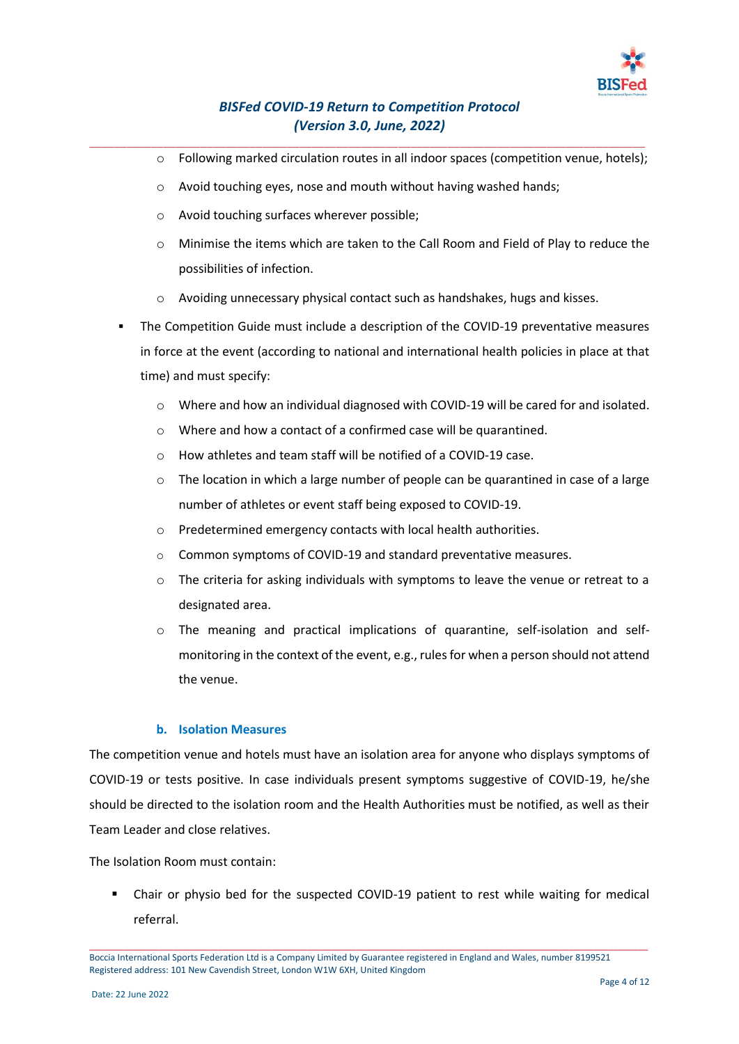- Following marked circulation routes in all indoor spaces (competition venue, hotels);
  - Avoid touching eyes, nose and mouth without having washed hands;
  - Avoid touching surfaces wherever possible;
  - Minimise the items which are taken to the Call Room and Field of Play to reduce the possibilities of infection.
  - Avoiding unnecessary physical contact such as handshakes, hugs and kisses.
- The Competition Guide must include a description of the COVID-19 preventative measures in force at the event (according to national and international health policies in place at that time) and must specify:
  - Where and how an individual diagnosed with COVID-19 will be cared for and isolated.
  - Where and how a contact of a confirmed case will be quarantined.
  - How athletes and team staff will be notified of a COVID-19 case.
  - The location in which a large number of people can be quarantined in case of a large number of athletes or event staff being exposed to COVID-19.
  - Predetermined emergency contacts with local health authorities.
  - Common symptoms of COVID-19 and standard preventative measures.
  - The criteria for asking individuals with symptoms to leave the venue or retreat to a designated area.
  - The meaning and practical implications of quarantine, self-isolation and self-monitoring in the context of the event, e.g., rules for when a person should not attend the venue.

### b. Isolation Measures

The competition venue and hotels must have an isolation area for anyone who displays symptoms of COVID-19 or tests positive. In case individuals present symptoms suggestive of COVID-19, he/she should be directed to the isolation room and the Health Authorities must be notified, as well as their Team Leader and close relatives.

The Isolation Room must contain:

- Chair or physio bed for the suspected COVID-19 patient to rest while waiting for medical referral.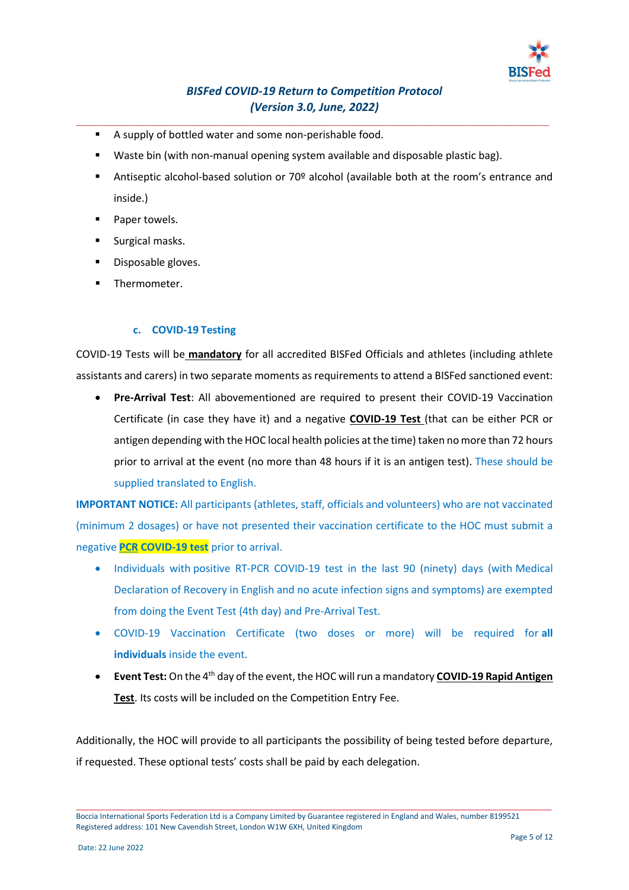- A supply of bottled water and some non-perishable food.
- Waste bin (with non-manual opening system available and disposable plastic bag).
- Antiseptic alcohol-based solution or 70º alcohol (available both at the room's entrance and inside.)
- Paper towels.
- Surgical masks.
- Disposable gloves.
- Thermometer.

### c. COVID-19 Testing

COVID-19 Tests will be **mandatory** for all accredited BISFed Officials and athletes (including athlete assistants and carers) in two separate moments as requirements to attend a BISFed sanctioned event:

- **Pre-Arrival Test**: All abovementioned are required to present their COVID-19 Vaccination Certificate (in case they have it) and a negative **COVID-19 Test** (that can be either PCR or antigen depending with the HOC local health policies at the time) taken no more than 72 hours prior to arrival at the event (no more than 48 hours if it is an antigen test). These should be supplied translated to English.

**IMPORTANT NOTICE:** All participants (athletes, staff, officials and volunteers) who are not vaccinated (minimum 2 dosages) or have not presented their vaccination certificate to the HOC must submit a negative **PCR COVID-19 test** prior to arrival.

- Individuals with positive RT-PCR COVID-19 test in the last 90 (ninety) days (with Medical Declaration of Recovery in English and no acute infection signs and symptoms) are exempted from doing the Event Test (4th day) and Pre-Arrival Test.
- COVID-19 Vaccination Certificate (two doses or more) will be required for **all individuals** inside the event.
- **Event Test:** On the 4th day of the event, the HOC will run a mandatory **COVID-19 Rapid Antigen Test**. Its costs will be included on the Competition Entry Fee.

Additionally, the HOC will provide to all participants the possibility of being tested before departure, if requested. These optional tests' costs shall be paid by each delegation.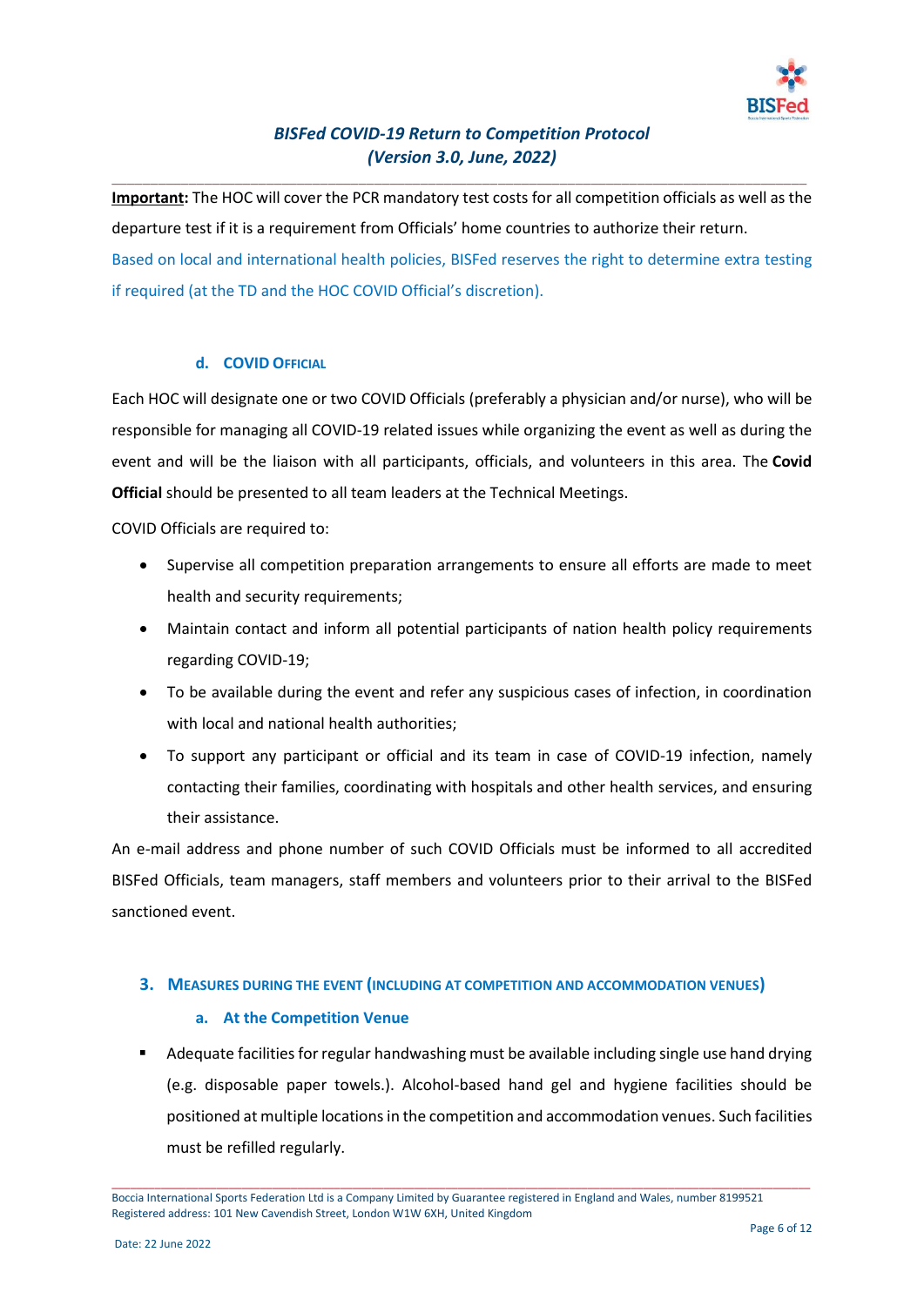**Important:** The HOC will cover the PCR mandatory test costs for all competition officials as well as the departure test if it is a requirement from Officials' home countries to authorize their return.

Based on local and international health policies, BISFed reserves the right to determine extra testing if required (at the TD and the HOC COVID Official's discretion).

### d. COVID Official

Each HOC will designate one or two COVID Officials (preferably a physician and/or nurse), who will be responsible for managing all COVID-19 related issues while organizing the event as well as during the event and will be the liaison with all participants, officials, and volunteers in this area. The **Covid Official** should be presented to all team leaders at the Technical Meetings.

COVID Officials are required to:

- Supervise all competition preparation arrangements to ensure all efforts are made to meet health and security requirements;
- Maintain contact and inform all potential participants of nation health policy requirements regarding COVID-19;
- To be available during the event and refer any suspicious cases of infection, in coordination with local and national health authorities;
- To support any participant or official and its team in case of COVID-19 infection, namely contacting their families, coordinating with hospitals and other health services, and ensuring their assistance.

An e-mail address and phone number of such COVID Officials must be informed to all accredited BISFed Officials, team managers, staff members and volunteers prior to their arrival to the BISFed sanctioned event.

## 3. Measures during the event (including at competition and accommodation venues)

### a. At the Competition Venue

- Adequate facilities for regular handwashing must be available including single use hand drying (e.g. disposable paper towels.). Alcohol-based hand gel and hygiene facilities should be positioned at multiple locations in the competition and accommodation venues. Such facilities must be refilled regularly.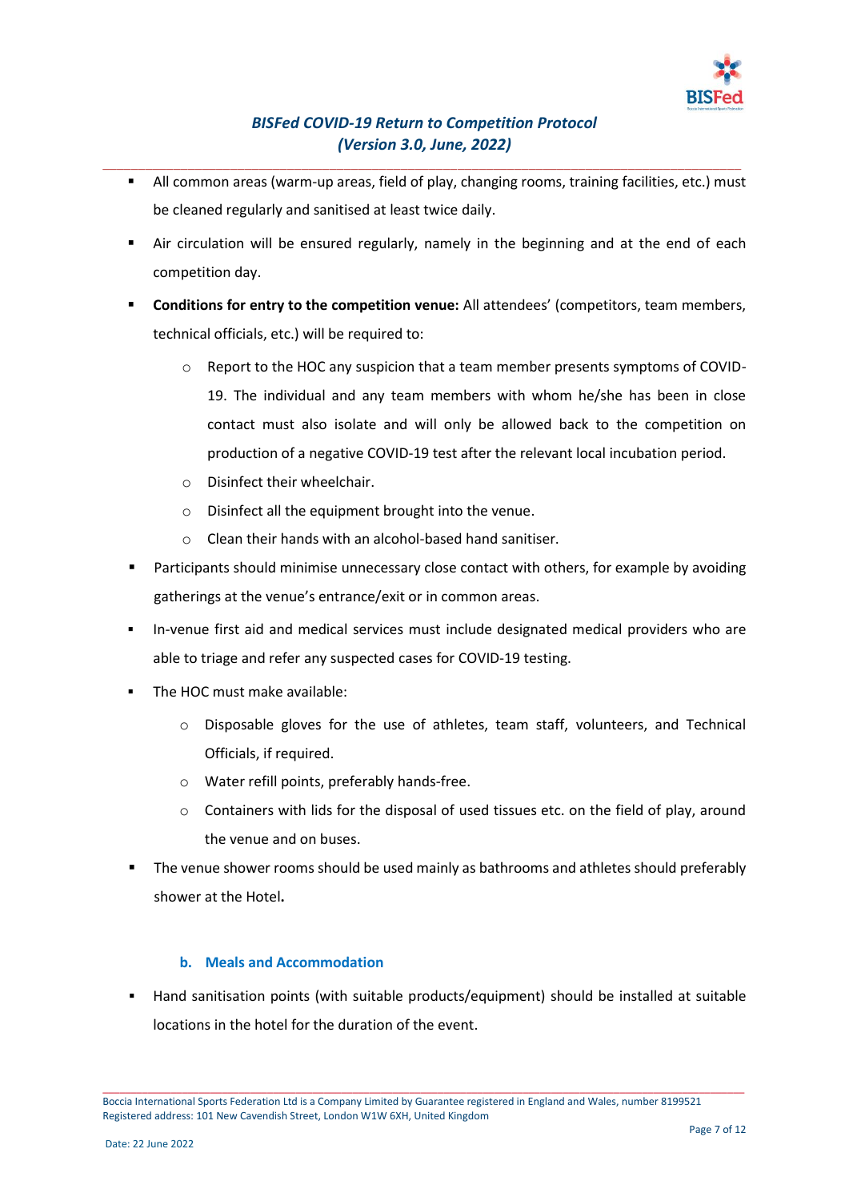- All common areas (warm-up areas, field of play, changing rooms, training facilities, etc.) must be cleaned regularly and sanitised at least twice daily.
- Air circulation will be ensured regularly, namely in the beginning and at the end of each competition day.
- **Conditions for entry to the competition venue:** All attendees' (competitors, team members, technical officials, etc.) will be required to:
    - Report to the HOC any suspicion that a team member presents symptoms of COVID-19. The individual and any team members with whom he/she has been in close contact must also isolate and will only be allowed back to the competition on production of a negative COVID-19 test after the relevant local incubation period.
    - Disinfect their wheelchair.
    - Disinfect all the equipment brought into the venue.
    - Clean their hands with an alcohol-based hand sanitiser.
- Participants should minimise unnecessary close contact with others, for example by avoiding gatherings at the venue's entrance/exit or in common areas.
- In-venue first aid and medical services must include designated medical providers who are able to triage and refer any suspected cases for COVID-19 testing.
- The HOC must make available:
    - Disposable gloves for the use of athletes, team staff, volunteers, and Technical Officials, if required.
    - Water refill points, preferably hands-free.
    - Containers with lids for the disposal of used tissues etc. on the field of play, around the venue and on buses.
- The venue shower rooms should be used mainly as bathrooms and athletes should preferably shower at the Hotel**.**

### b. Meals and Accommodation

- Hand sanitisation points (with suitable products/equipment) should be installed at suitable locations in the hotel for the duration of the event.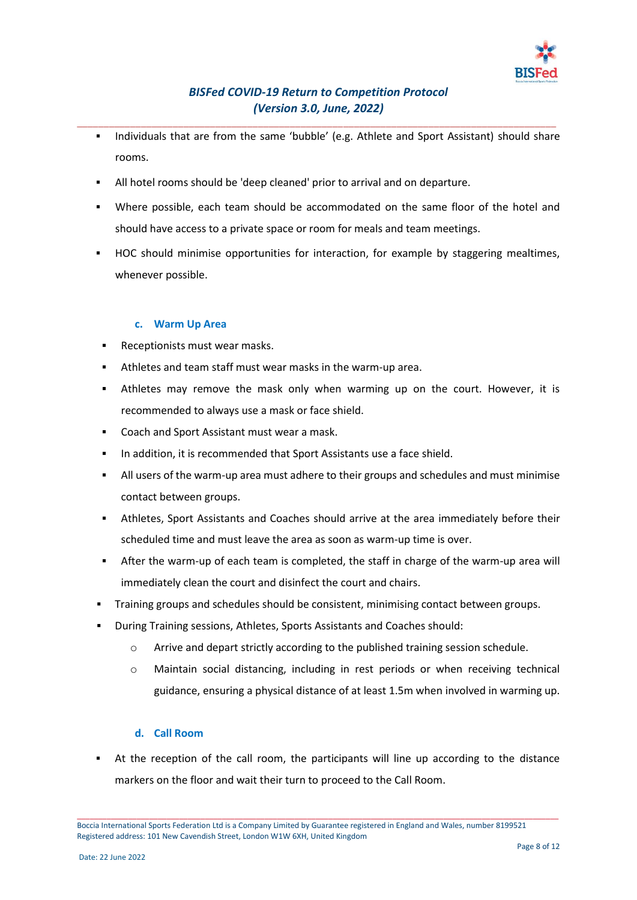- Individuals that are from the same 'bubble' (e.g. Athlete and Sport Assistant) should share rooms.
- All hotel rooms should be 'deep cleaned' prior to arrival and on departure.
- Where possible, each team should be accommodated on the same floor of the hotel and should have access to a private space or room for meals and team meetings.
- HOC should minimise opportunities for interaction, for example by staggering mealtimes, whenever possible.

### c. Warm Up Area

- Receptionists must wear masks.
- Athletes and team staff must wear masks in the warm-up area.
- Athletes may remove the mask only when warming up on the court. However, it is recommended to always use a mask or face shield.
- Coach and Sport Assistant must wear a mask.
- In addition, it is recommended that Sport Assistants use a face shield.
- All users of the warm-up area must adhere to their groups and schedules and must minimise contact between groups.
- Athletes, Sport Assistants and Coaches should arrive at the area immediately before their scheduled time and must leave the area as soon as warm-up time is over.
- After the warm-up of each team is completed, the staff in charge of the warm-up area will immediately clean the court and disinfect the court and chairs.
- Training groups and schedules should be consistent, minimising contact between groups.
- During Training sessions, Athletes, Sports Assistants and Coaches should:
    - Arrive and depart strictly according to the published training session schedule.
    - Maintain social distancing, including in rest periods or when receiving technical guidance, ensuring a physical distance of at least 1.5m when involved in warming up.

### d. Call Room

- At the reception of the call room, the participants will line up according to the distance markers on the floor and wait their turn to proceed to the Call Room.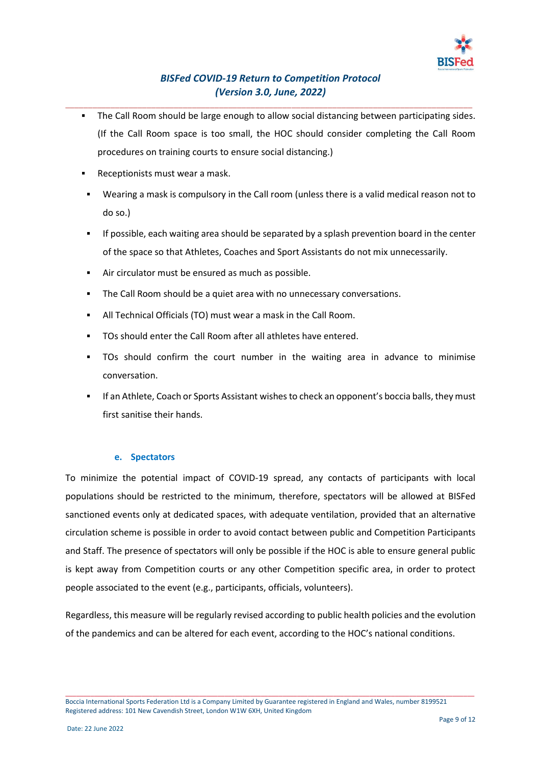- The Call Room should be large enough to allow social distancing between participating sides. (If the Call Room space is too small, the HOC should consider completing the Call Room procedures on training courts to ensure social distancing.)
- Receptionists must wear a mask.
- Wearing a mask is compulsory in the Call room (unless there is a valid medical reason not to do so.)
- If possible, each waiting area should be separated by a splash prevention board in the center of the space so that Athletes, Coaches and Sport Assistants do not mix unnecessarily.
- Air circulator must be ensured as much as possible.
- The Call Room should be a quiet area with no unnecessary conversations.
- All Technical Officials (TO) must wear a mask in the Call Room.
- TOs should enter the Call Room after all athletes have entered.
- TOs should confirm the court number in the waiting area in advance to minimise conversation.
- If an Athlete, Coach or Sports Assistant wishes to check an opponent's boccia balls, they must first sanitise their hands.

#### e. Spectators

To minimize the potential impact of COVID-19 spread, any contacts of participants with local populations should be restricted to the minimum, therefore, spectators will be allowed at BISFed sanctioned events only at dedicated spaces, with adequate ventilation, provided that an alternative circulation scheme is possible in order to avoid contact between public and Competition Participants and Staff. The presence of spectators will only be possible if the HOC is able to ensure general public is kept away from Competition courts or any other Competition specific area, in order to protect people associated to the event (e.g., participants, officials, volunteers).

Regardless, this measure will be regularly revised according to public health policies and the evolution of the pandemics and can be altered for each event, according to the HOC's national conditions.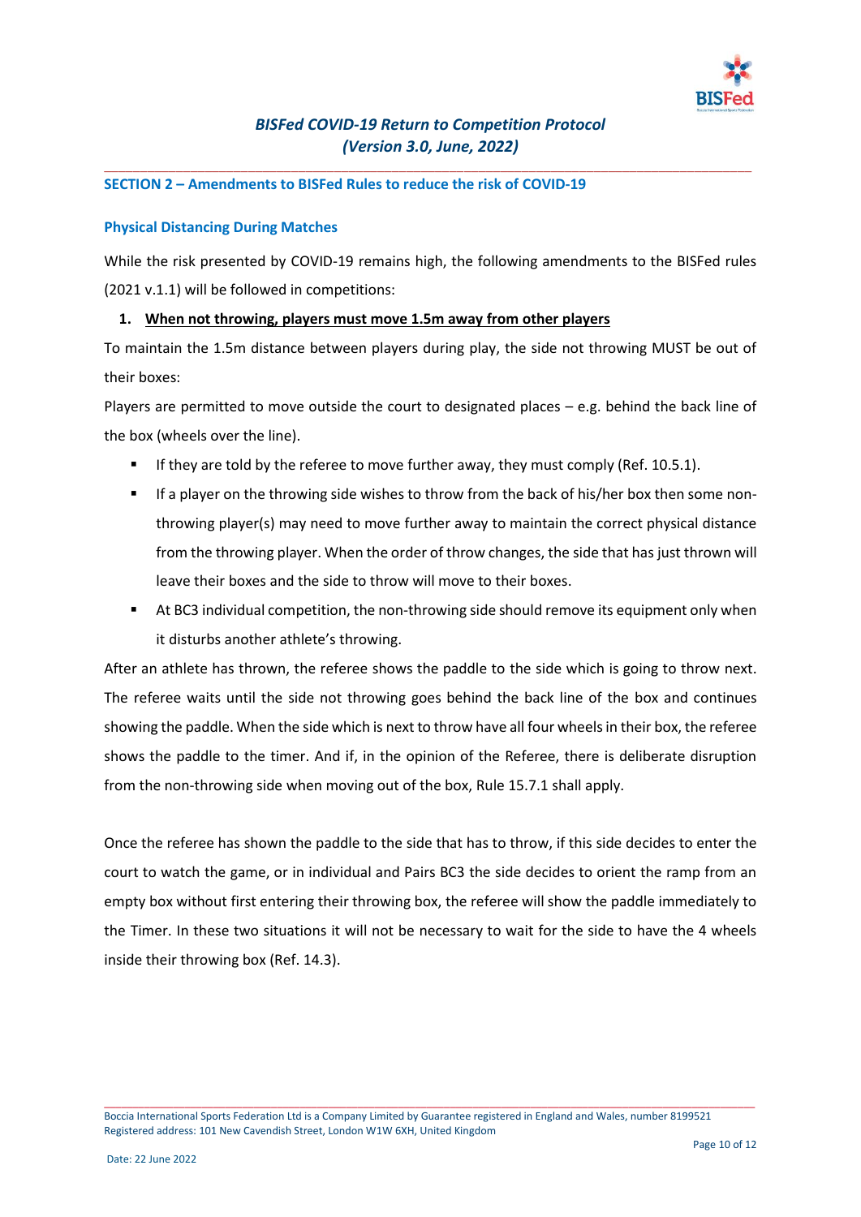## SECTION 2 – Amendments to BISFed Rules to reduce the risk of COVID-19

### Physical Distancing During Matches

While the risk presented by COVID-19 remains high, the following amendments to the BISFed rules (2021 v.1.1) will be followed in competitions:

1. **<u>When not throwing, players must move 1.5m away from other players</u>**

To maintain the 1.5m distance between players during play, the side not throwing MUST be out of their boxes:

Players are permitted to move outside the court to designated places – e.g. behind the back line of the box (wheels over the line).

- If they are told by the referee to move further away, they must comply (Ref. 10.5.1).
- If a player on the throwing side wishes to throw from the back of his/her box then some non-throwing player(s) may need to move further away to maintain the correct physical distance from the throwing player. When the order of throw changes, the side that has just thrown will leave their boxes and the side to throw will move to their boxes.
- At BC3 individual competition, the non-throwing side should remove its equipment only when it disturbs another athlete's throwing.

After an athlete has thrown, the referee shows the paddle to the side which is going to throw next. The referee waits until the side not throwing goes behind the back line of the box and continues showing the paddle. When the side which is next to throw have all four wheels in their box, the referee shows the paddle to the timer. And if, in the opinion of the Referee, there is deliberate disruption from the non-throwing side when moving out of the box, Rule 15.7.1 shall apply.

Once the referee has shown the paddle to the side that has to throw, if this side decides to enter the court to watch the game, or in individual and Pairs BC3 the side decides to orient the ramp from an empty box without first entering their throwing box, the referee will show the paddle immediately to the Timer. In these two situations it will not be necessary to wait for the side to have the 4 wheels inside their throwing box (Ref. 14.3).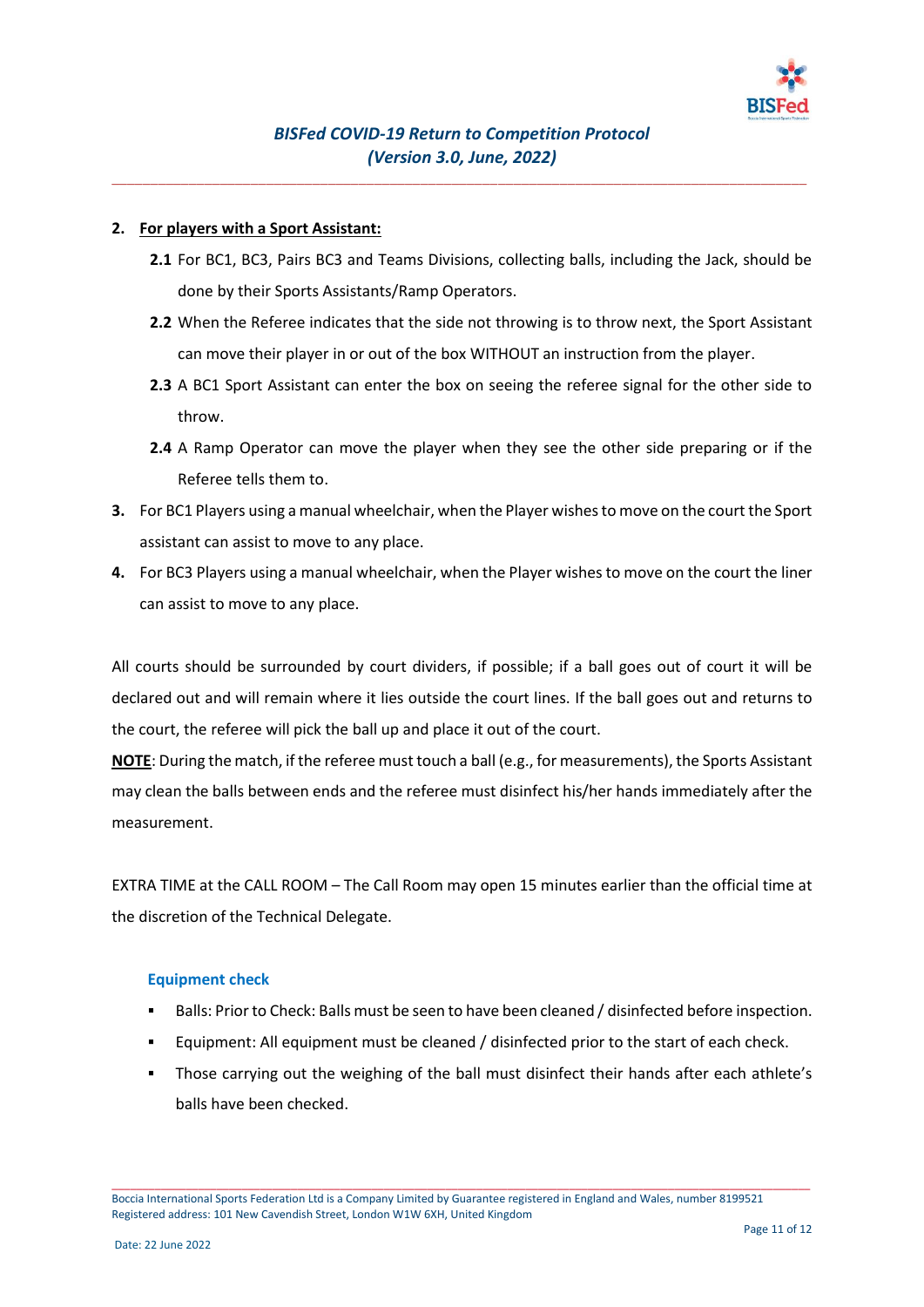2. **For players with a Sport Assistant:**

    **2.1** For BC1, BC3, Pairs BC3 and Teams Divisions, collecting balls, including the Jack, should be done by their Sports Assistants/Ramp Operators.

    **2.2** When the Referee indicates that the side not throwing is to throw next, the Sport Assistant can move their player in or out of the box WITHOUT an instruction from the player.

    **2.3** A BC1 Sport Assistant can enter the box on seeing the referee signal for the other side to throw.

    **2.4** A Ramp Operator can move the player when they see the other side preparing or if the Referee tells them to.

3. For BC1 Players using a manual wheelchair, when the Player wishes to move on the court the Sport assistant can assist to move to any place.
4. For BC3 Players using a manual wheelchair, when the Player wishes to move on the court the liner can assist to move to any place.

All courts should be surrounded by court dividers, if possible; if a ball goes out of court it will be declared out and will remain where it lies outside the court lines. If the ball goes out and returns to the court, the referee will pick the ball up and place it out of the court.

**NOTE**: During the match, if the referee must touch a ball (e.g., for measurements), the Sports Assistant may clean the balls between ends and the referee must disinfect his/her hands immediately after the measurement.

EXTRA TIME at the CALL ROOM – The Call Room may open 15 minutes earlier than the official time at the discretion of the Technical Delegate.

### Equipment check

- Balls: Prior to Check: Balls must be seen to have been cleaned / disinfected before inspection.
- Equipment: All equipment must be cleaned / disinfected prior to the start of each check.
- Those carrying out the weighing of the ball must disinfect their hands after each athlete's balls have been checked.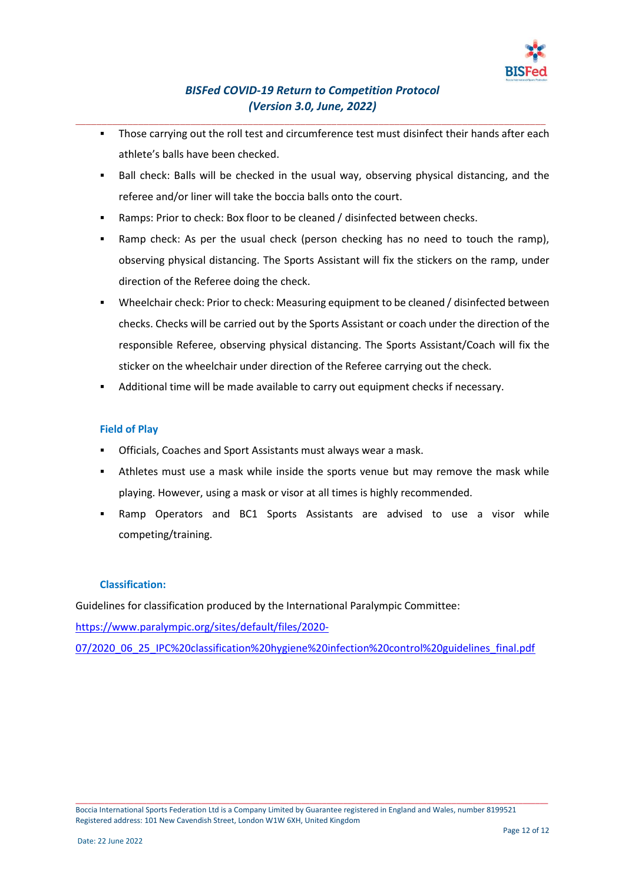- Those carrying out the roll test and circumference test must disinfect their hands after each athlete's balls have been checked.
- Ball check: Balls will be checked in the usual way, observing physical distancing, and the referee and/or liner will take the boccia balls onto the court.
- Ramps: Prior to check: Box floor to be cleaned / disinfected between checks.
- Ramp check: As per the usual check (person checking has no need to touch the ramp), observing physical distancing. The Sports Assistant will fix the stickers on the ramp, under direction of the Referee doing the check.
- Wheelchair check: Prior to check: Measuring equipment to be cleaned / disinfected between checks. Checks will be carried out by the Sports Assistant or coach under the direction of the responsible Referee, observing physical distancing. The Sports Assistant/Coach will fix the sticker on the wheelchair under direction of the Referee carrying out the check.
- Additional time will be made available to carry out equipment checks if necessary.

### Field of Play

- Officials, Coaches and Sport Assistants must always wear a mask.
- Athletes must use a mask while inside the sports venue but may remove the mask while playing. However, using a mask or visor at all times is highly recommended.
- Ramp Operators and BC1 Sports Assistants are advised to use a visor while competing/training.

### Classification:

Guidelines for classification produced by the International Paralympic Committee:

https://www.paralympic.org/sites/default/files/2020-07/2020_06_25_IPC%20classification%20hygiene%20infection%20control%20guidelines_final.pdf